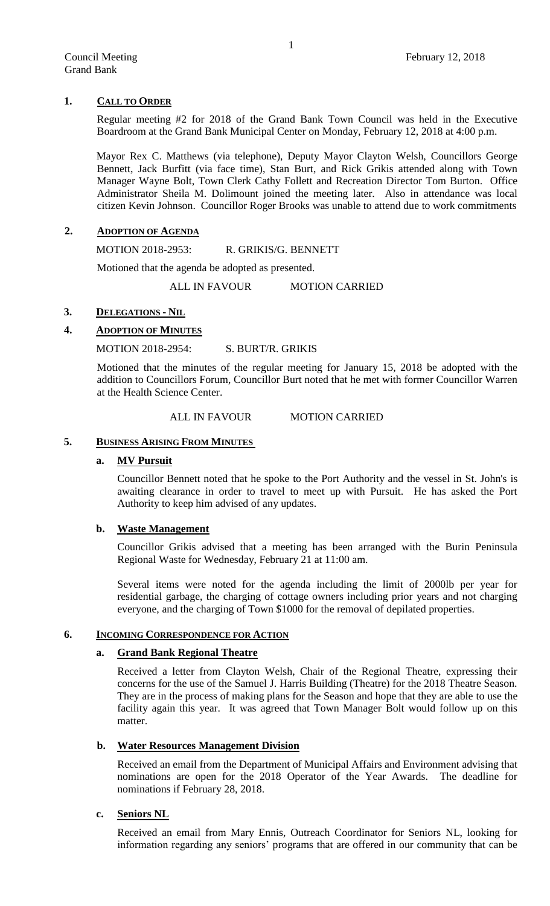Council Meeting
Grand Bank

February 12, 2018

## 1. CALL TO ORDER

Regular meeting #2 for 2018 of the Grand Bank Town Council was held in the Executive Boardroom at the Grand Bank Municipal Center on Monday, February 12, 2018 at 4:00 p.m.

Mayor Rex C. Matthews (via telephone), Deputy Mayor Clayton Welsh, Councillors George Bennett, Jack Burfitt (via face time), Stan Burt, and Rick Grikis attended along with Town Manager Wayne Bolt, Town Clerk Cathy Follett and Recreation Director Tom Burton. Office Administrator Sheila M. Dolimount joined the meeting later. Also in attendance was local citizen Kevin Johnson. Councillor Roger Brooks was unable to attend due to work commitments

## 2. ADOPTION OF AGENDA

MOTION 2018-2953: R. GRIKIS/G. BENNETT

Motioned that the agenda be adopted as presented.

ALL IN FAVOUR MOTION CARRIED

## 3. DELEGATIONS - NIL

## 4. ADOPTION OF MINUTES

MOTION 2018-2954: S. BURT/R. GRIKIS

Motioned that the minutes of the regular meeting for January 15, 2018 be adopted with the addition to Councillors Forum, Councillor Burt noted that he met with former Councillor Warren at the Health Science Center.

ALL IN FAVOUR MOTION CARRIED

## 5. BUSINESS ARISING FROM MINUTES

### a. MV Pursuit

Councillor Bennett noted that he spoke to the Port Authority and the vessel in St. John's is awaiting clearance in order to travel to meet up with Pursuit. He has asked the Port Authority to keep him advised of any updates.

### b. Waste Management

Councillor Grikis advised that a meeting has been arranged with the Burin Peninsula Regional Waste for Wednesday, February 21 at 11:00 am.

Several items were noted for the agenda including the limit of 2000lb per year for residential garbage, the charging of cottage owners including prior years and not charging everyone, and the charging of Town $1000 for the removal of depilated properties.

## 6. INCOMING CORRESPONDENCE FOR ACTION

### a. Grand Bank Regional Theatre

Received a letter from Clayton Welsh, Chair of the Regional Theatre, expressing their concerns for the use of the Samuel J. Harris Building (Theatre) for the 2018 Theatre Season. They are in the process of making plans for the Season and hope that they are able to use the facility again this year. It was agreed that Town Manager Bolt would follow up on this matter.

### b. Water Resources Management Division

Received an email from the Department of Municipal Affairs and Environment advising that nominations are open for the 2018 Operator of the Year Awards. The deadline for nominations if February 28, 2018.

### c. Seniors NL

Received an email from Mary Ennis, Outreach Coordinator for Seniors NL, looking for information regarding any seniors' programs that are offered in our community that can be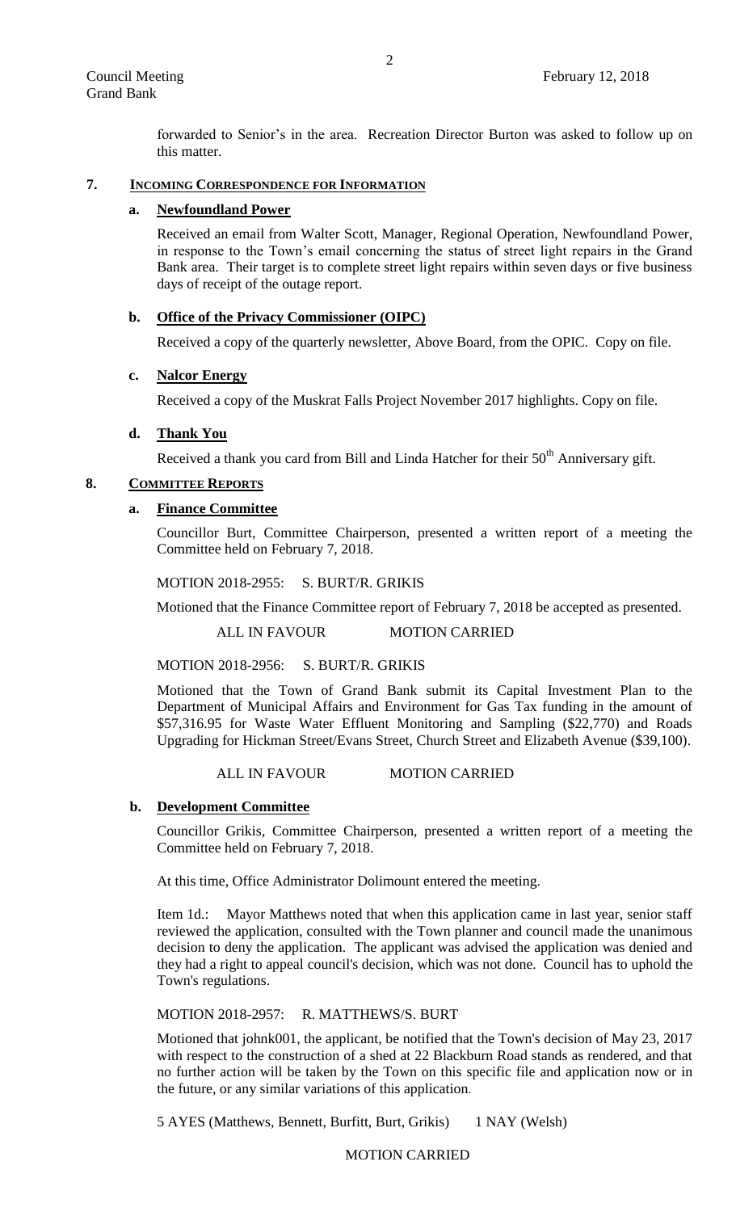forwarded to Senior's in the area. Recreation Director Burton was asked to follow up on this matter.

## 7. INCOMING CORRESPONDENCE FOR INFORMATION

### a. Newfoundland Power

Received an email from Walter Scott, Manager, Regional Operation, Newfoundland Power, in response to the Town's email concerning the status of street light repairs in the Grand Bank area. Their target is to complete street light repairs within seven days or five business days of receipt of the outage report.

### b. Office of the Privacy Commissioner (OIPC)

Received a copy of the quarterly newsletter, Above Board, from the OPIC. Copy on file.

### c. Nalcor Energy

Received a copy of the Muskrat Falls Project November 2017 highlights. Copy on file.

### d. Thank You

Received a thank you card from Bill and Linda Hatcher for their 50th Anniversary gift.

## 8. COMMITTEE REPORTS

### a. Finance Committee

Councillor Burt, Committee Chairperson, presented a written report of a meeting the Committee held on February 7, 2018.

MOTION 2018-2955: S. BURT/R. GRIKIS

Motioned that the Finance Committee report of February 7, 2018 be accepted as presented.

ALL IN FAVOUR MOTION CARRIED

MOTION 2018-2956: S. BURT/R. GRIKIS

Motioned that the Town of Grand Bank submit its Capital Investment Plan to the Department of Municipal Affairs and Environment for Gas Tax funding in the amount of $57,316.95 for Waste Water Effluent Monitoring and Sampling ($22,770) and Roads Upgrading for Hickman Street/Evans Street, Church Street and Elizabeth Avenue ($39,100).

ALL IN FAVOUR MOTION CARRIED

### b. Development Committee

Councillor Grikis, Committee Chairperson, presented a written report of a meeting the Committee held on February 7, 2018.

At this time, Office Administrator Dolimount entered the meeting.

Item 1d.: Mayor Matthews noted that when this application came in last year, senior staff reviewed the application, consulted with the Town planner and council made the unanimous decision to deny the application. The applicant was advised the application was denied and they had a right to appeal council's decision, which was not done. Council has to uphold the Town's regulations.

MOTION 2018-2957: R. MATTHEWS/S. BURT

Motioned that johnk001, the applicant, be notified that the Town's decision of May 23, 2017 with respect to the construction of a shed at 22 Blackburn Road stands as rendered, and that no further action will be taken by the Town on this specific file and application now or in the future, or any similar variations of this application.

5 AYES (Matthews, Bennett, Burfitt, Burt, Grikis) 1 NAY (Welsh)

MOTION CARRIED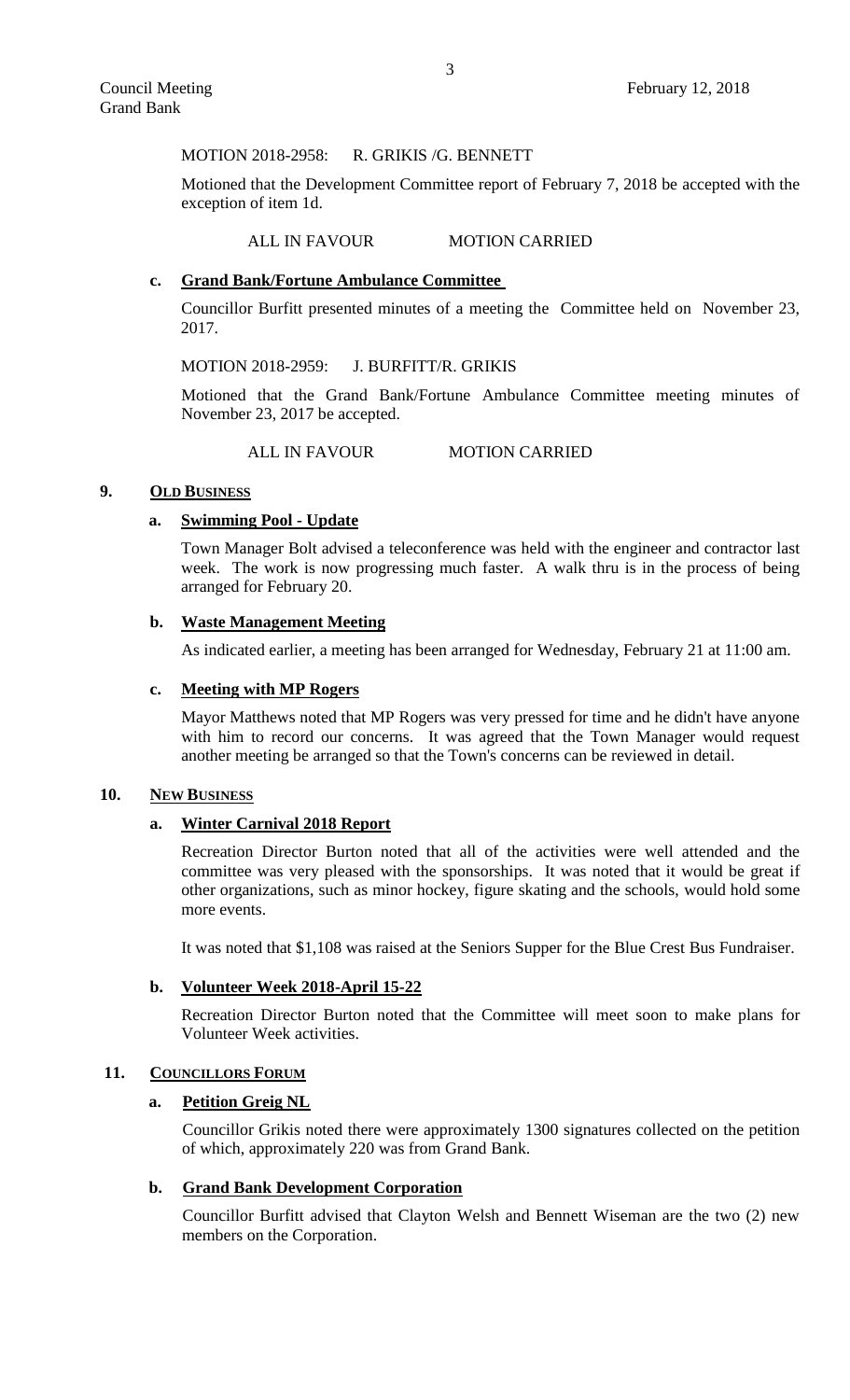MOTION 2018-2958: R. GRIKIS /G. BENNETT

Motioned that the Development Committee report of February 7, 2018 be accepted with the exception of item 1d.

ALL IN FAVOUR MOTION CARRIED

**c. Grand Bank/Fortune Ambulance Committee**

Councillor Burfitt presented minutes of a meeting the Committee held on November 23, 2017.

MOTION 2018-2959: J. BURFITT/R. GRIKIS

Motioned that the Grand Bank/Fortune Ambulance Committee meeting minutes of November 23, 2017 be accepted.

ALL IN FAVOUR MOTION CARRIED

## 9. OLD BUSINESS

**a. Swimming Pool - Update**

Town Manager Bolt advised a teleconference was held with the engineer and contractor last week. The work is now progressing much faster. A walk thru is in the process of being arranged for February 20.

**b. Waste Management Meeting**

As indicated earlier, a meeting has been arranged for Wednesday, February 21 at 11:00 am.

**c. Meeting with MP Rogers**

Mayor Matthews noted that MP Rogers was very pressed for time and he didn't have anyone with him to record our concerns. It was agreed that the Town Manager would request another meeting be arranged so that the Town's concerns can be reviewed in detail.

## 10. NEW BUSINESS

**a. Winter Carnival 2018 Report**

Recreation Director Burton noted that all of the activities were well attended and the committee was very pleased with the sponsorships. It was noted that it would be great if other organizations, such as minor hockey, figure skating and the schools, would hold some more events.

It was noted that $1,108 was raised at the Seniors Supper for the Blue Crest Bus Fundraiser.

**b. Volunteer Week 2018-April 15-22**

Recreation Director Burton noted that the Committee will meet soon to make plans for Volunteer Week activities.

## 11. COUNCILLORS FORUM

**a. Petition Greig NL**

Councillor Grikis noted there were approximately 1300 signatures collected on the petition of which, approximately 220 was from Grand Bank.

**b. Grand Bank Development Corporation**

Councillor Burfitt advised that Clayton Welsh and Bennett Wiseman are the two (2) new members on the Corporation.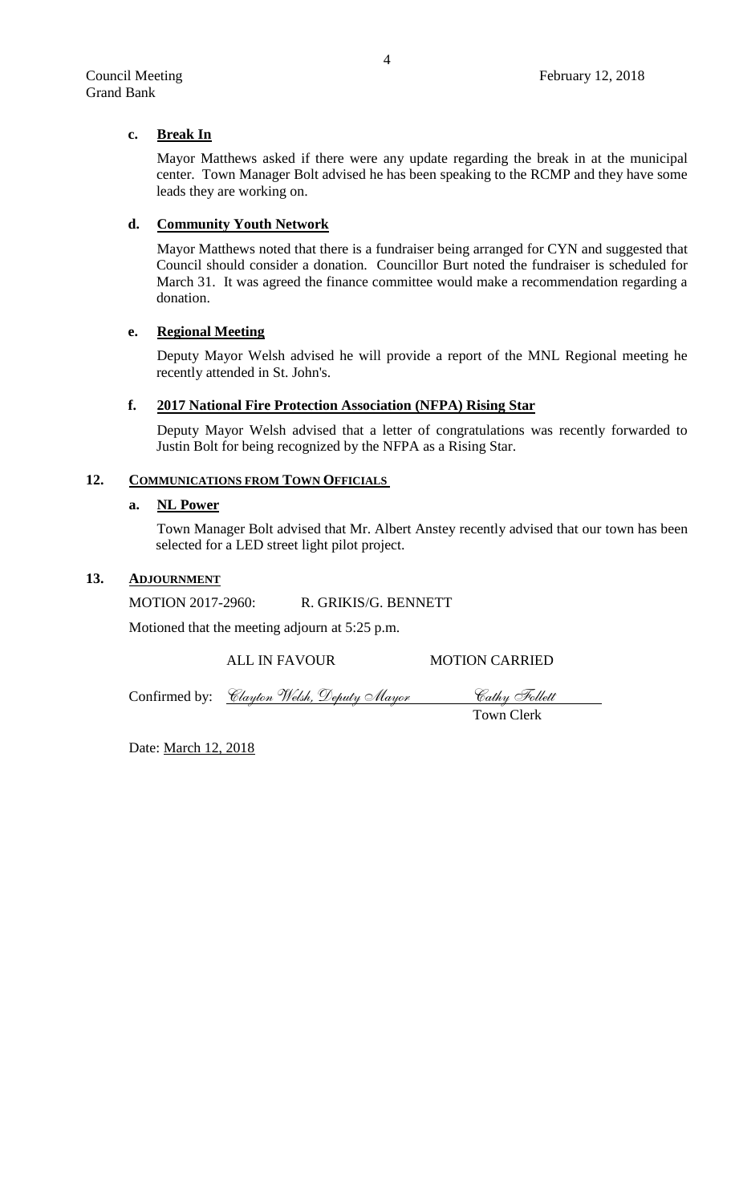**c. Break In**

Mayor Matthews asked if there were any update regarding the break in at the municipal center. Town Manager Bolt advised he has been speaking to the RCMP and they have some leads they are working on.

**d. Community Youth Network**

Mayor Matthews noted that there is a fundraiser being arranged for CYN and suggested that Council should consider a donation. Councillor Burt noted the fundraiser is scheduled for March 31. It was agreed the finance committee would make a recommendation regarding a donation.

**e. Regional Meeting**

Deputy Mayor Welsh advised he will provide a report of the MNL Regional meeting he recently attended in St. John's.

**f. 2017 National Fire Protection Association (NFPA) Rising Star**

Deputy Mayor Welsh advised that a letter of congratulations was recently forwarded to Justin Bolt for being recognized by the NFPA as a Rising Star.

## 12. COMMUNICATIONS FROM TOWN OFFICIALS

**a. NL Power**

Town Manager Bolt advised that Mr. Albert Anstey recently advised that our town has been selected for a LED street light pilot project.

## 13. ADJOURNMENT

MOTION 2017-2960: R. GRIKIS/G. BENNETT

Motioned that the meeting adjourn at 5:25 p.m.

ALL IN FAVOUR MOTION CARRIED

Confirmed by: *Clayton Welsh, Deputy Mayor* *Cathy Follett*

Town Clerk

Date: March 12, 2018